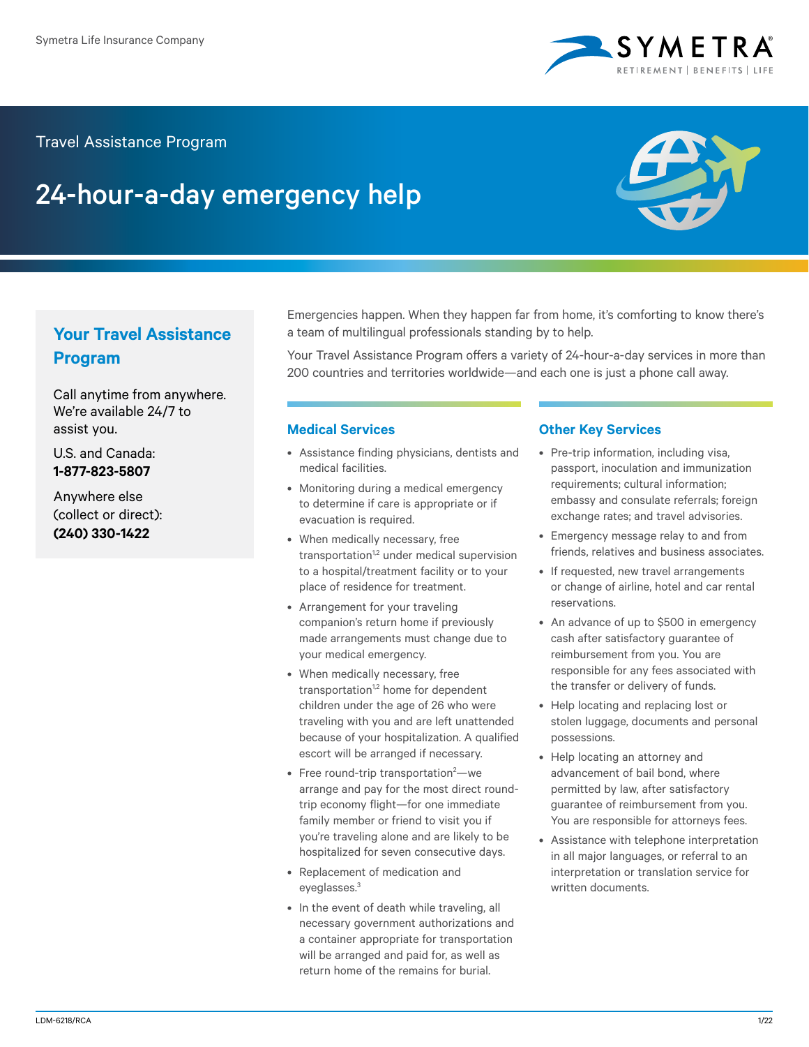Symetra Life Insurance Company

Travel Assistance Program

# 24-hour-a-day emergency help

## Your Travel Assistance Program

Call anytime from anywhere. We're available 24/7 to assist you.

U.S. and Canada:
**1-877-823-5807**

Anywhere else (collect or direct):
**(240) 330-1422**

Emergencies happen. When they happen far from home, it's comforting to know there's a team of multilingual professionals standing by to help.

Your Travel Assistance Program offers a variety of 24-hour-a-day services in more than 200 countries and territories worldwide—and each one is just a phone call away.

### Medical Services

- Assistance finding physicians, dentists and medical facilities.
- Monitoring during a medical emergency to determine if care is appropriate or if evacuation is required.
- When medically necessary, free transportation[1,2] under medical supervision to a hospital/treatment facility or to your place of residence for treatment.
- Arrangement for your traveling companion's return home if previously made arrangements must change due to your medical emergency.
- When medically necessary, free transportation[1,2] home for dependent children under the age of 26 who were traveling with you and are left unattended because of your hospitalization. A qualified escort will be arranged if necessary.
- Free round-trip transportation[2]—we arrange and pay for the most direct round-trip economy flight—for one immediate family member or friend to visit you if you're traveling alone and are likely to be hospitalized for seven consecutive days.
- Replacement of medication and eyeglasses.[3]
- In the event of death while traveling, all necessary government authorizations and a container appropriate for transportation will be arranged and paid for, as well as return home of the remains for burial.

### Other Key Services

- Pre-trip information, including visa, passport, inoculation and immunization requirements; cultural information; embassy and consulate referrals; foreign exchange rates; and travel advisories.
- Emergency message relay to and from friends, relatives and business associates.
- If requested, new travel arrangements or change of airline, hotel and car rental reservations.
- An advance of up to $500 in emergency cash after satisfactory guarantee of reimbursement from you. You are responsible for any fees associated with the transfer or delivery of funds.
- Help locating and replacing lost or stolen luggage, documents and personal possessions.
- Help locating an attorney and advancement of bail bond, where permitted by law, after satisfactory guarantee of reimbursement from you. You are responsible for attorneys fees.
- Assistance with telephone interpretation in all major languages, or referral to an interpretation or translation service for written documents.

LDM-6218/RCA 1/22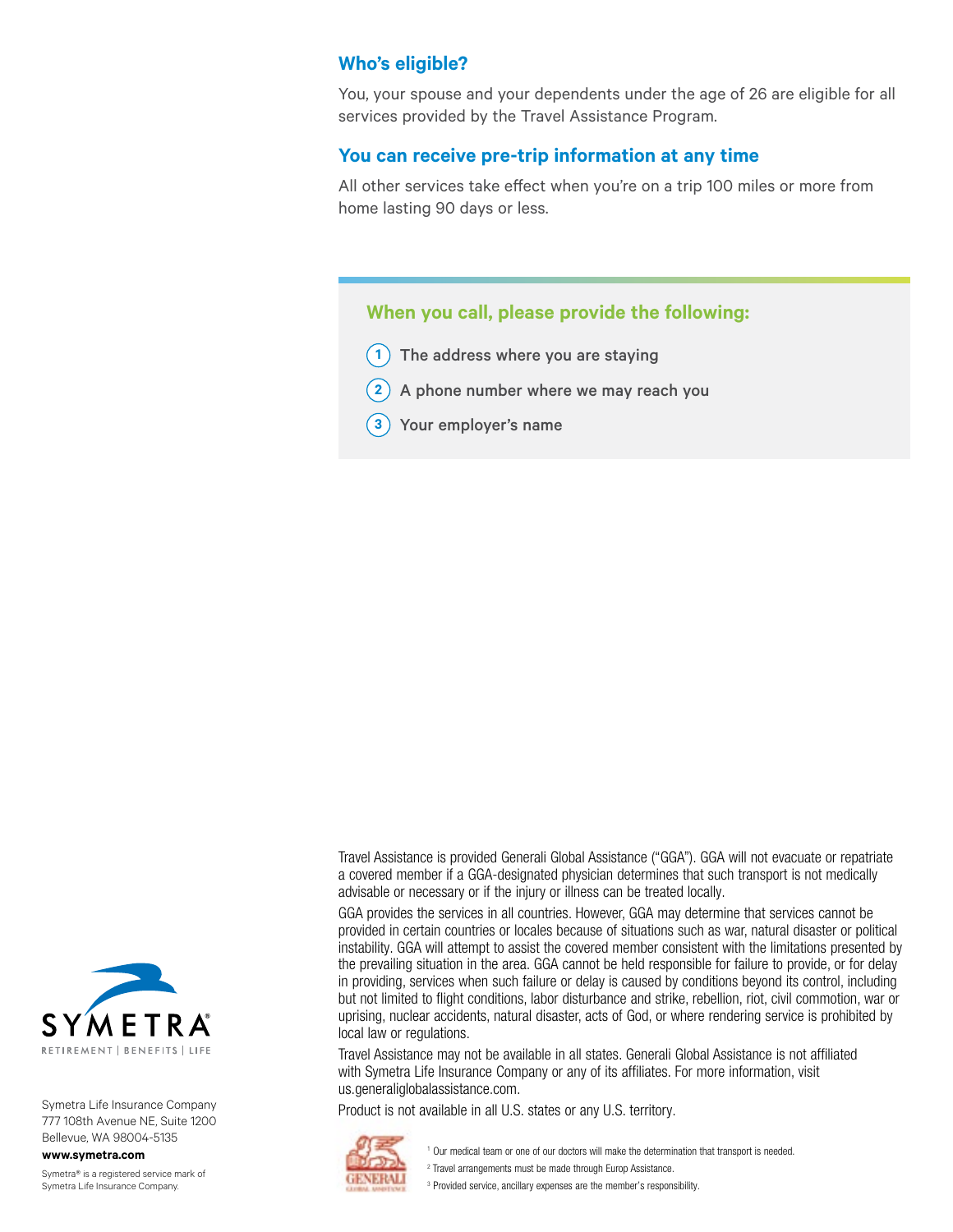## Who's eligible?

You, your spouse and your dependents under the age of 26 are eligible for all services provided by the Travel Assistance Program.

## You can receive pre-trip information at any time

All other services take effect when you're on a trip 100 miles or more from home lasting 90 days or less.

### When you call, please provide the following:

1. The address where you are staying
2. A phone number where we may reach you
3. Your employer's name

Travel Assistance is provided Generali Global Assistance ("GGA"). GGA will not evacuate or repatriate a covered member if a GGA-designated physician determines that such transport is not medically advisable or necessary or if the injury or illness can be treated locally.

GGA provides the services in all countries. However, GGA may determine that services cannot be provided in certain countries or locales because of situations such as war, natural disaster or political instability. GGA will attempt to assist the covered member consistent with the limitations presented by the prevailing situation in the area. GGA cannot be held responsible for failure to provide, or for delay in providing, services when such failure or delay is caused by conditions beyond its control, including but not limited to flight conditions, labor disturbance and strike, rebellion, riot, civil commotion, war or uprising, nuclear accidents, natural disaster, acts of God, or where rendering service is prohibited by local law or regulations.

Travel Assistance may not be available in all states. Generali Global Assistance is not affiliated with Symetra Life Insurance Company or any of its affiliates. For more information, visit us.generaliglobalassistance.com.

Product is not available in all U.S. states or any U.S. territory.

[1] Our medical team or one of our doctors will make the determination that transport is needed.

[2] Travel arrangements must be made through Europ Assistance.

[3] Provided service, ancillary expenses are the member's responsibility.

SYMETRA

RETIREMENT | BENEFITS | LIFE

Symetra Life Insurance Company
777 108th Avenue NE, Suite 1200
Bellevue, WA 98004-5135
**www.symetra.com**

Symetra® is a registered service mark of Symetra Life Insurance Company.

GENERALI GLOBAL ASSISTANCE